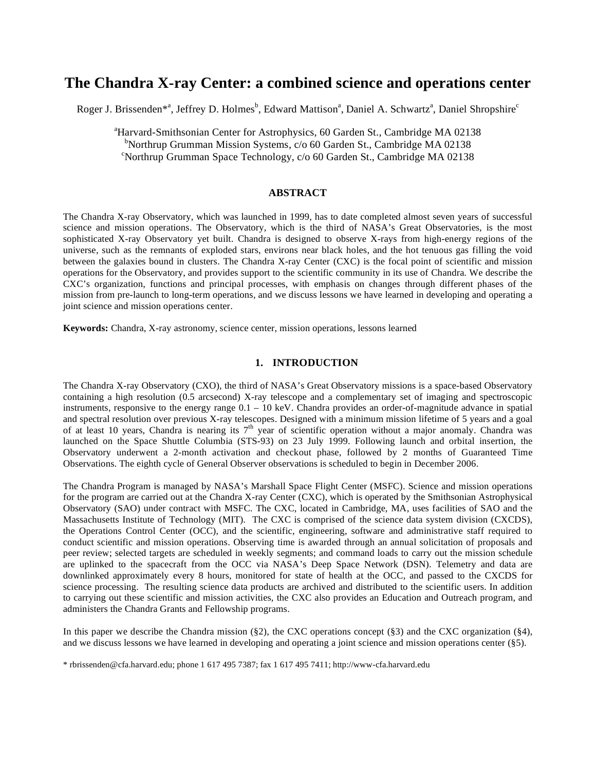# The Chandra X-ray Center: a combined science and operations center

Roger J. Brissenden*[a], Jeffrey D. Holmes[b], Edward Mattison[a], Daniel A. Schwartz[a], Daniel Shropshire[c]

[a]Harvard-Smithsonian Center for Astrophysics, 60 Garden St., Cambridge MA 02138
[b]Northrup Grumman Mission Systems, c/o 60 Garden St., Cambridge MA 02138
[c]Northrup Grumman Space Technology, c/o 60 Garden St., Cambridge MA 02138

## ABSTRACT

The Chandra X-ray Observatory, which was launched in 1999, has to date completed almost seven years of successful science and mission operations. The Observatory, which is the third of NASA's Great Observatories, is the most sophisticated X-ray Observatory yet built. Chandra is designed to observe X-rays from high-energy regions of the universe, such as the remnants of exploded stars, environs near black holes, and the hot tenuous gas filling the void between the galaxies bound in clusters. The Chandra X-ray Center (CXC) is the focal point of scientific and mission operations for the Observatory, and provides support to the scientific community in its use of Chandra. We describe the CXC's organization, functions and principal processes, with emphasis on changes through different phases of the mission from pre-launch to long-term operations, and we discuss lessons we have learned in developing and operating a joint science and mission operations center.

**Keywords:** Chandra, X-ray astronomy, science center, mission operations, lessons learned

## 1. INTRODUCTION

The Chandra X-ray Observatory (CXO), the third of NASA's Great Observatory missions is a space-based Observatory containing a high resolution (0.5 arcsecond) X-ray telescope and a complementary set of imaging and spectroscopic instruments, responsive to the energy range 0.1 – 10 keV. Chandra provides an order-of-magnitude advance in spatial and spectral resolution over previous X-ray telescopes. Designed with a minimum mission lifetime of 5 years and a goal of at least 10 years, Chandra is nearing its 7th year of scientific operation without a major anomaly. Chandra was launched on the Space Shuttle Columbia (STS-93) on 23 July 1999. Following launch and orbital insertion, the Observatory underwent a 2-month activation and checkout phase, followed by 2 months of Guaranteed Time Observations. The eighth cycle of General Observer observations is scheduled to begin in December 2006.

The Chandra Program is managed by NASA's Marshall Space Flight Center (MSFC). Science and mission operations for the program are carried out at the Chandra X-ray Center (CXC), which is operated by the Smithsonian Astrophysical Observatory (SAO) under contract with MSFC. The CXC, located in Cambridge, MA, uses facilities of SAO and the Massachusetts Institute of Technology (MIT). The CXC is comprised of the science data system division (CXCDS), the Operations Control Center (OCC), and the scientific, engineering, software and administrative staff required to conduct scientific and mission operations. Observing time is awarded through an annual solicitation of proposals and peer review; selected targets are scheduled in weekly segments; and command loads to carry out the mission schedule are uplinked to the spacecraft from the OCC via NASA's Deep Space Network (DSN). Telemetry and data are downlinked approximately every 8 hours, monitored for state of health at the OCC, and passed to the CXCDS for science processing. The resulting science data products are archived and distributed to the scientific users. In addition to carrying out these scientific and mission activities, the CXC also provides an Education and Outreach program, and administers the Chandra Grants and Fellowship programs.

In this paper we describe the Chandra mission (§2), the CXC operations concept (§3) and the CXC organization (§4), and we discuss lessons we have learned in developing and operating a joint science and mission operations center (§5).

\* rbrissenden@cfa.harvard.edu; phone 1 617 495 7387; fax 1 617 495 7411; http://www-cfa.harvard.edu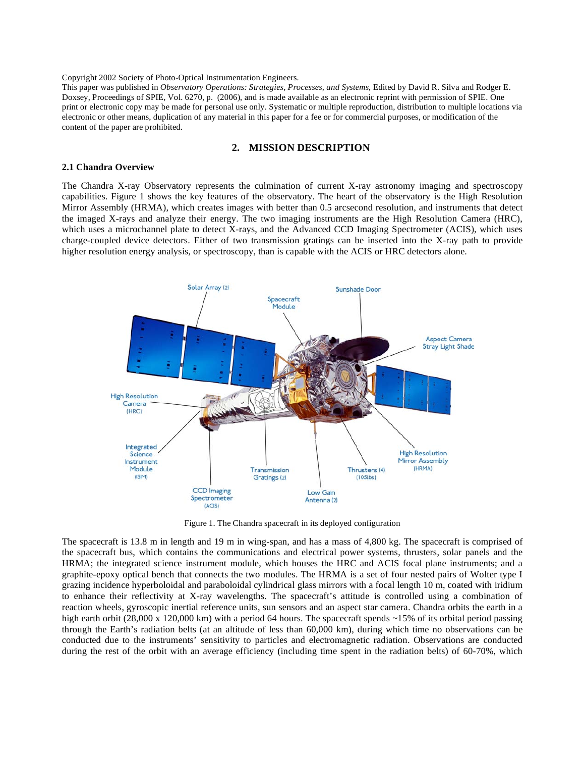Copyright 2002 Society of Photo-Optical Instrumentation Engineers.
This paper was published in *Observatory Operations: Strategies, Processes, and Systems*, Edited by David R. Silva and Rodger E. Doxsey, Proceedings of SPIE, Vol. 6270, p. (2006), and is made available as an electronic reprint with permission of SPIE. One print or electronic copy may be made for personal use only. Systematic or multiple reproduction, distribution to multiple locations via electronic or other means, duplication of any material in this paper for a fee or for commercial purposes, or modification of the content of the paper are prohibited.

## 2. MISSION DESCRIPTION

### 2.1 Chandra Overview

The Chandra X-ray Observatory represents the culmination of current X-ray astronomy imaging and spectroscopy capabilities. Figure 1 shows the key features of the observatory. The heart of the observatory is the High Resolution Mirror Assembly (HRMA), which creates images with better than 0.5 arcsecond resolution, and instruments that detect the imaged X-rays and analyze their energy. The two imaging instruments are the High Resolution Camera (HRC), which uses a microchannel plate to detect X-rays, and the Advanced CCD Imaging Spectrometer (ACIS), which uses charge-coupled device detectors. Either of two transmission gratings can be inserted into the X-ray path to provide higher resolution energy analysis, or spectroscopy, than is capable with the ACIS or HRC detectors alone.

Figure 1. The Chandra spacecraft in its deployed configuration

The spacecraft is 13.8 m in length and 19 m in wing-span, and has a mass of 4,800 kg. The spacecraft is comprised of the spacecraft bus, which contains the communications and electrical power systems, thrusters, solar panels and the HRMA; the integrated science instrument module, which houses the HRC and ACIS focal plane instruments; and a graphite-epoxy optical bench that connects the two modules. The HRMA is a set of four nested pairs of Wolter type I grazing incidence hyperboloidal and paraboloidal cylindrical glass mirrors with a focal length 10 m, coated with iridium to enhance their reflectivity at X-ray wavelengths. The spacecraft's attitude is controlled using a combination of reaction wheels, gyroscopic inertial reference units, sun sensors and an aspect star camera. Chandra orbits the earth in a high earth orbit (28,000 x 120,000 km) with a period 64 hours. The spacecraft spends ~15% of its orbital period passing through the Earth's radiation belts (at an altitude of less than 60,000 km), during which time no observations can be conducted due to the instruments' sensitivity to particles and electromagnetic radiation. Observations are conducted during the rest of the orbit with an average efficiency (including time spent in the radiation belts) of 60-70%, which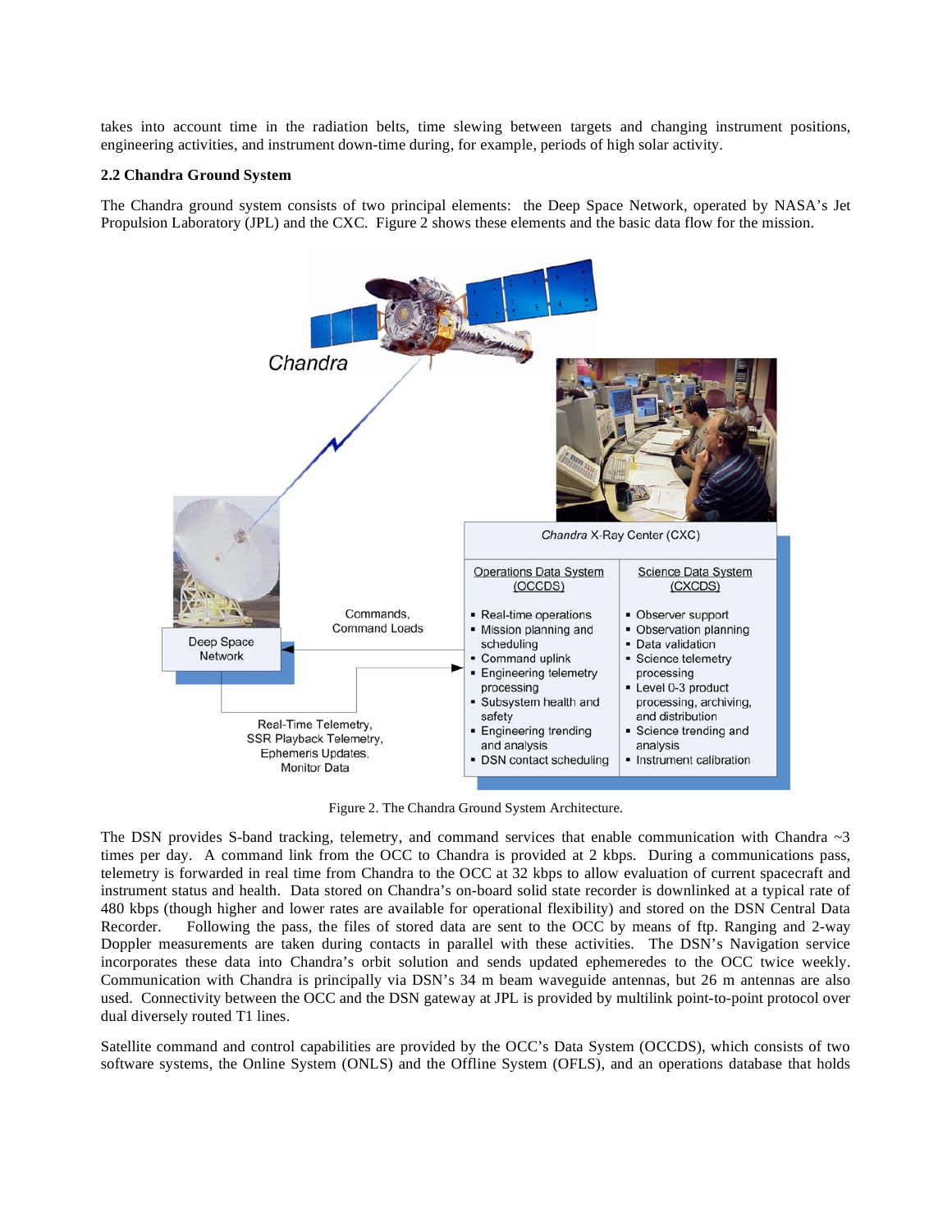takes into account time in the radiation belts, time slewing between targets and changing instrument positions, engineering activities, and instrument down-time during, for example, periods of high solar activity.

### 2.2 Chandra Ground System

The Chandra ground system consists of two principal elements: the Deep Space Network, operated by NASA's Jet Propulsion Laboratory (JPL) and the CXC. Figure 2 shows these elements and the basic data flow for the mission.

Figure 2. The Chandra Ground System Architecture.

The DSN provides S-band tracking, telemetry, and command services that enable communication with Chandra ~3 times per day. A command link from the OCC to Chandra is provided at 2 kbps. During a communications pass, telemetry is forwarded in real time from Chandra to the OCC at 32 kbps to allow evaluation of current spacecraft and instrument status and health. Data stored on Chandra's on-board solid state recorder is downlinked at a typical rate of 480 kbps (though higher and lower rates are available for operational flexibility) and stored on the DSN Central Data Recorder. Following the pass, the files of stored data are sent to the OCC by means of ftp. Ranging and 2-way Doppler measurements are taken during contacts in parallel with these activities. The DSN's Navigation service incorporates these data into Chandra's orbit solution and sends updated ephemeredes to the OCC twice weekly. Communication with Chandra is principally via DSN's 34 m beam waveguide antennas, but 26 m antennas are also used. Connectivity between the OCC and the DSN gateway at JPL is provided by multilink point-to-point protocol over dual diversely routed T1 lines.

Satellite command and control capabilities are provided by the OCC's Data System (OCCDS), which consists of two software systems, the Online System (ONLS) and the Offline System (OFLS), and an operations database that holds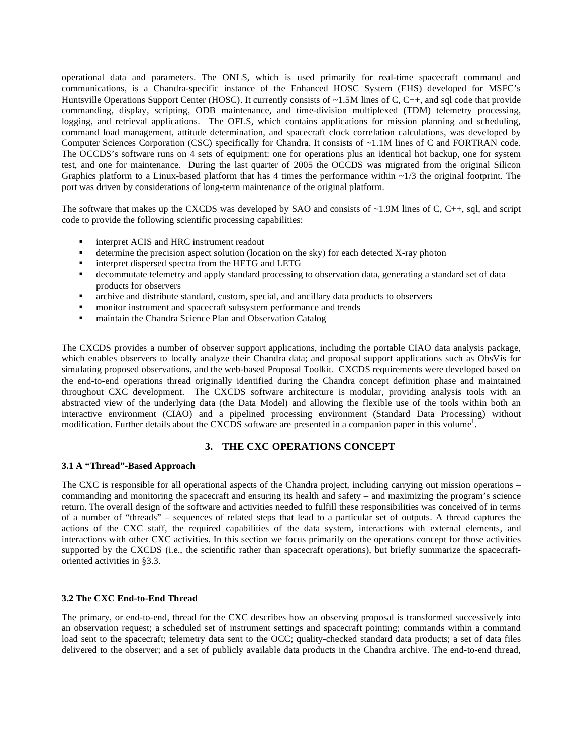operational data and parameters. The ONLS, which is used primarily for real-time spacecraft command and communications, is a Chandra-specific instance of the Enhanced HOSC System (EHS) developed for MSFC's Huntsville Operations Support Center (HOSC). It currently consists of ~1.5M lines of C, C++, and sql code that provide commanding, display, scripting, ODB maintenance, and time-division multiplexed (TDM) telemetry processing, logging, and retrieval applications. The OFLS, which contains applications for mission planning and scheduling, command load management, attitude determination, and spacecraft clock correlation calculations, was developed by Computer Sciences Corporation (CSC) specifically for Chandra. It consists of ~1.1M lines of C and FORTRAN code. The OCCDS's software runs on 4 sets of equipment: one for operations plus an identical hot backup, one for system test, and one for maintenance. During the last quarter of 2005 the OCCDS was migrated from the original Silicon Graphics platform to a Linux-based platform that has 4 times the performance within ~1/3 the original footprint. The port was driven by considerations of long-term maintenance of the original platform.

The software that makes up the CXCDS was developed by SAO and consists of ~1.9M lines of C, C++, sql, and script code to provide the following scientific processing capabilities:

- interpret ACIS and HRC instrument readout
- determine the precision aspect solution (location on the sky) for each detected X-ray photon
- interpret dispersed spectra from the HETG and LETG
- decommutate telemetry and apply standard processing to observation data, generating a standard set of data products for observers
- archive and distribute standard, custom, special, and ancillary data products to observers
- monitor instrument and spacecraft subsystem performance and trends
- maintain the Chandra Science Plan and Observation Catalog

The CXCDS provides a number of observer support applications, including the portable CIAO data analysis package, which enables observers to locally analyze their Chandra data; and proposal support applications such as ObsVis for simulating proposed observations, and the web-based Proposal Toolkit. CXCDS requirements were developed based on the end-to-end operations thread originally identified during the Chandra concept definition phase and maintained throughout CXC development. The CXCDS software architecture is modular, providing analysis tools with an abstracted view of the underlying data (the Data Model) and allowing the flexible use of the tools within both an interactive environment (CIAO) and a pipelined processing environment (Standard Data Processing) without modification. Further details about the CXCDS software are presented in a companion paper in this volume[1].

## 3. THE CXC OPERATIONS CONCEPT

### 3.1 A "Thread"-Based Approach

The CXC is responsible for all operational aspects of the Chandra project, including carrying out mission operations – commanding and monitoring the spacecraft and ensuring its health and safety – and maximizing the program's science return. The overall design of the software and activities needed to fulfill these responsibilities was conceived of in terms of a number of "threads" – sequences of related steps that lead to a particular set of outputs. A thread captures the actions of the CXC staff, the required capabilities of the data system, interactions with external elements, and interactions with other CXC activities. In this section we focus primarily on the operations concept for those activities supported by the CXCDS (i.e., the scientific rather than spacecraft operations), but briefly summarize the spacecraft-oriented activities in §3.3.

### 3.2 The CXC End-to-End Thread

The primary, or end-to-end, thread for the CXC describes how an observing proposal is transformed successively into an observation request; a scheduled set of instrument settings and spacecraft pointing; commands within a command load sent to the spacecraft; telemetry data sent to the OCC; quality-checked standard data products; a set of data files delivered to the observer; and a set of publicly available data products in the Chandra archive. The end-to-end thread,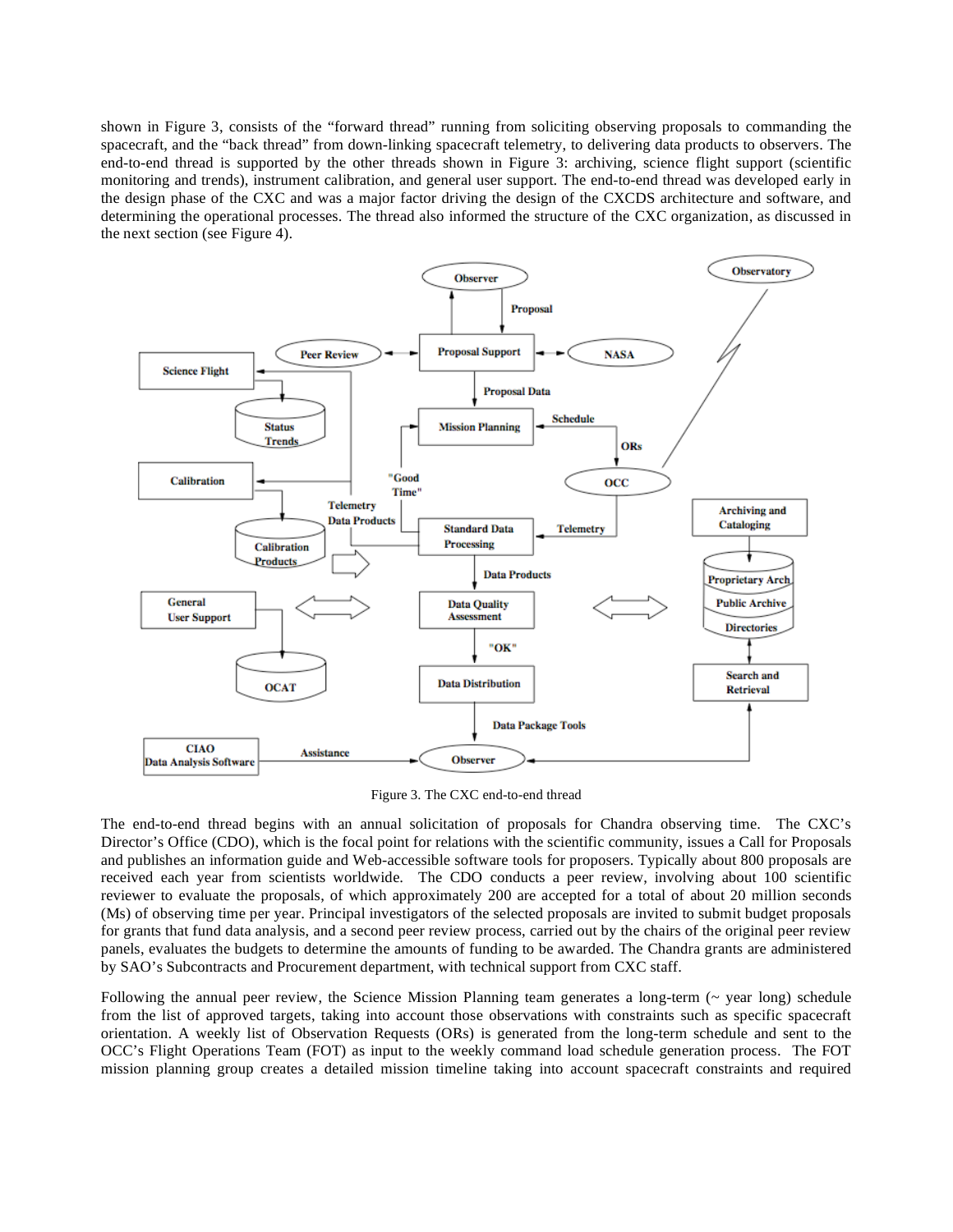shown in Figure 3, consists of the "forward thread" running from soliciting observing proposals to commanding the spacecraft, and the "back thread" from down-linking spacecraft telemetry, to delivering data products to observers. The end-to-end thread is supported by the other threads shown in Figure 3: archiving, science flight support (scientific monitoring and trends), instrument calibration, and general user support. The end-to-end thread was developed early in the design phase of the CXC and was a major factor driving the design of the CXCDS architecture and software, and determining the operational processes. The thread also informed the structure of the CXC organization, as discussed in the next section (see Figure 4).

Figure 3. The CXC end-to-end thread

The end-to-end thread begins with an annual solicitation of proposals for Chandra observing time. The CXC's Director's Office (CDO), which is the focal point for relations with the scientific community, issues a Call for Proposals and publishes an information guide and Web-accessible software tools for proposers. Typically about 800 proposals are received each year from scientists worldwide. The CDO conducts a peer review, involving about 100 scientific reviewer to evaluate the proposals, of which approximately 200 are accepted for a total of about 20 million seconds (Ms) of observing time per year. Principal investigators of the selected proposals are invited to submit budget proposals for grants that fund data analysis, and a second peer review process, carried out by the chairs of the original peer review panels, evaluates the budgets to determine the amounts of funding to be awarded. The Chandra grants are administered by SAO's Subcontracts and Procurement department, with technical support from CXC staff.

Following the annual peer review, the Science Mission Planning team generates a long-term (~ year long) schedule from the list of approved targets, taking into account those observations with constraints such as specific spacecraft orientation. A weekly list of Observation Requests (ORs) is generated from the long-term schedule and sent to the OCC's Flight Operations Team (FOT) as input to the weekly command load schedule generation process. The FOT mission planning group creates a detailed mission timeline taking into account spacecraft constraints and required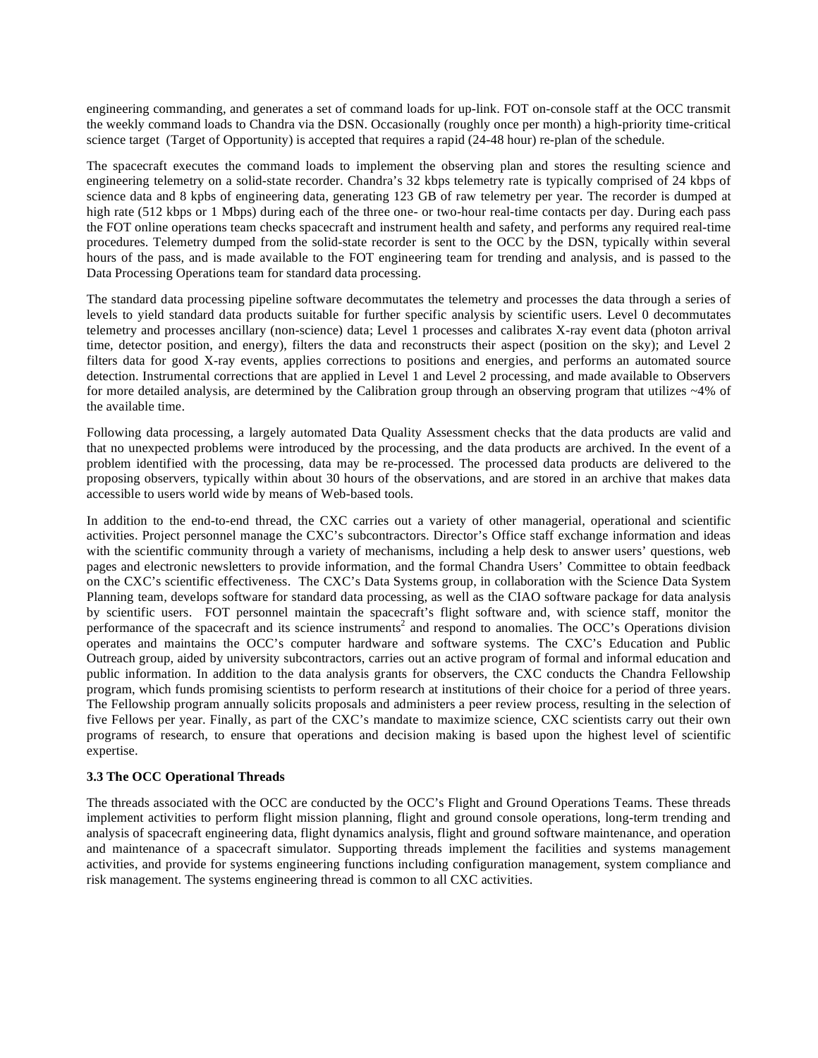engineering commanding, and generates a set of command loads for up-link. FOT on-console staff at the OCC transmit the weekly command loads to Chandra via the DSN. Occasionally (roughly once per month) a high-priority time-critical science target (Target of Opportunity) is accepted that requires a rapid (24-48 hour) re-plan of the schedule.

The spacecraft executes the command loads to implement the observing plan and stores the resulting science and engineering telemetry on a solid-state recorder. Chandra's 32 kbps telemetry rate is typically comprised of 24 kbps of science data and 8 kpbs of engineering data, generating 123 GB of raw telemetry per year. The recorder is dumped at high rate (512 kbps or 1 Mbps) during each of the three one- or two-hour real-time contacts per day. During each pass the FOT online operations team checks spacecraft and instrument health and safety, and performs any required real-time procedures. Telemetry dumped from the solid-state recorder is sent to the OCC by the DSN, typically within several hours of the pass, and is made available to the FOT engineering team for trending and analysis, and is passed to the Data Processing Operations team for standard data processing.

The standard data processing pipeline software decommutates the telemetry and processes the data through a series of levels to yield standard data products suitable for further specific analysis by scientific users. Level 0 decommutates telemetry and processes ancillary (non-science) data; Level 1 processes and calibrates X-ray event data (photon arrival time, detector position, and energy), filters the data and reconstructs their aspect (position on the sky); and Level 2 filters data for good X-ray events, applies corrections to positions and energies, and performs an automated source detection. Instrumental corrections that are applied in Level 1 and Level 2 processing, and made available to Observers for more detailed analysis, are determined by the Calibration group through an observing program that utilizes ~4% of the available time.

Following data processing, a largely automated Data Quality Assessment checks that the data products are valid and that no unexpected problems were introduced by the processing, and the data products are archived. In the event of a problem identified with the processing, data may be re-processed. The processed data products are delivered to the proposing observers, typically within about 30 hours of the observations, and are stored in an archive that makes data accessible to users world wide by means of Web-based tools.

In addition to the end-to-end thread, the CXC carries out a variety of other managerial, operational and scientific activities. Project personnel manage the CXC's subcontractors. Director's Office staff exchange information and ideas with the scientific community through a variety of mechanisms, including a help desk to answer users' questions, web pages and electronic newsletters to provide information, and the formal Chandra Users' Committee to obtain feedback on the CXC's scientific effectiveness. The CXC's Data Systems group, in collaboration with the Science Data System Planning team, develops software for standard data processing, as well as the CIAO software package for data analysis by scientific users. FOT personnel maintain the spacecraft's flight software and, with science staff, monitor the performance of the spacecraft and its science instruments[2] and respond to anomalies. The OCC's Operations division operates and maintains the OCC's computer hardware and software systems. The CXC's Education and Public Outreach group, aided by university subcontractors, carries out an active program of formal and informal education and public information. In addition to the data analysis grants for observers, the CXC conducts the Chandra Fellowship program, which funds promising scientists to perform research at institutions of their choice for a period of three years. The Fellowship program annually solicits proposals and administers a peer review process, resulting in the selection of five Fellows per year. Finally, as part of the CXC's mandate to maximize science, CXC scientists carry out their own programs of research, to ensure that operations and decision making is based upon the highest level of scientific expertise.

### 3.3 The OCC Operational Threads

The threads associated with the OCC are conducted by the OCC's Flight and Ground Operations Teams. These threads implement activities to perform flight mission planning, flight and ground console operations, long-term trending and analysis of spacecraft engineering data, flight dynamics analysis, flight and ground software maintenance, and operation and maintenance of a spacecraft simulator. Supporting threads implement the facilities and systems management activities, and provide for systems engineering functions including configuration management, system compliance and risk management. The systems engineering thread is common to all CXC activities.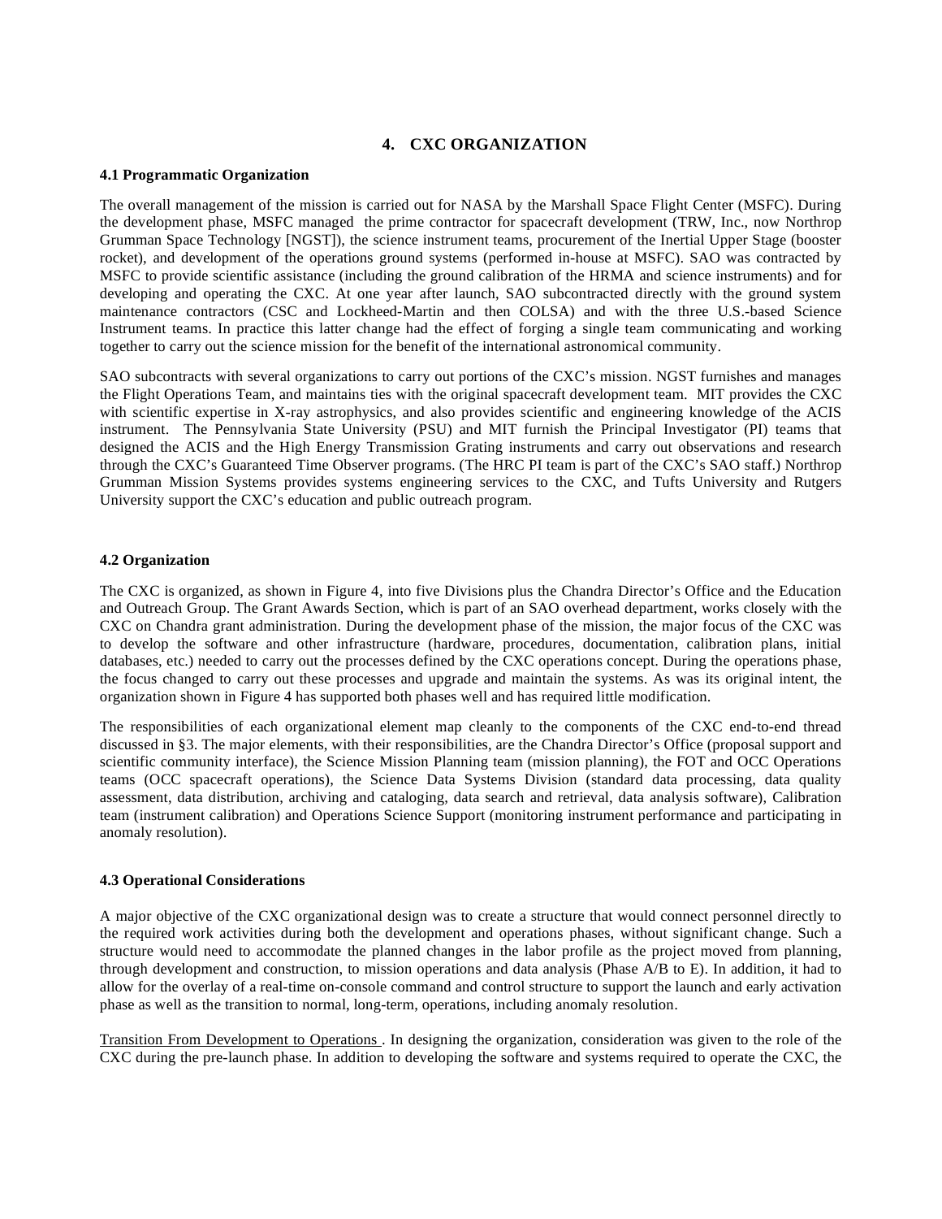# 4. CXC ORGANIZATION

### 4.1 Programmatic Organization

The overall management of the mission is carried out for NASA by the Marshall Space Flight Center (MSFC). During the development phase, MSFC managed the prime contractor for spacecraft development (TRW, Inc., now Northrop Grumman Space Technology [NGST]), the science instrument teams, procurement of the Inertial Upper Stage (booster rocket), and development of the operations ground systems (performed in-house at MSFC). SAO was contracted by MSFC to provide scientific assistance (including the ground calibration of the HRMA and science instruments) and for developing and operating the CXC. At one year after launch, SAO subcontracted directly with the ground system maintenance contractors (CSC and Lockheed-Martin and then COLSA) and with the three U.S.-based Science Instrument teams. In practice this latter change had the effect of forging a single team communicating and working together to carry out the science mission for the benefit of the international astronomical community.

SAO subcontracts with several organizations to carry out portions of the CXC's mission. NGST furnishes and manages the Flight Operations Team, and maintains ties with the original spacecraft development team. MIT provides the CXC with scientific expertise in X-ray astrophysics, and also provides scientific and engineering knowledge of the ACIS instrument. The Pennsylvania State University (PSU) and MIT furnish the Principal Investigator (PI) teams that designed the ACIS and the High Energy Transmission Grating instruments and carry out observations and research through the CXC's Guaranteed Time Observer programs. (The HRC PI team is part of the CXC's SAO staff.) Northrop Grumman Mission Systems provides systems engineering services to the CXC, and Tufts University and Rutgers University support the CXC's education and public outreach program.

### 4.2 Organization

The CXC is organized, as shown in Figure 4, into five Divisions plus the Chandra Director's Office and the Education and Outreach Group. The Grant Awards Section, which is part of an SAO overhead department, works closely with the CXC on Chandra grant administration. During the development phase of the mission, the major focus of the CXC was to develop the software and other infrastructure (hardware, procedures, documentation, calibration plans, initial databases, etc.) needed to carry out the processes defined by the CXC operations concept. During the operations phase, the focus changed to carry out these processes and upgrade and maintain the systems. As was its original intent, the organization shown in Figure 4 has supported both phases well and has required little modification.

The responsibilities of each organizational element map cleanly to the components of the CXC end-to-end thread discussed in §3. The major elements, with their responsibilities, are the Chandra Director's Office (proposal support and scientific community interface), the Science Mission Planning team (mission planning), the FOT and OCC Operations teams (OCC spacecraft operations), the Science Data Systems Division (standard data processing, data quality assessment, data distribution, archiving and cataloging, data search and retrieval, data analysis software), Calibration team (instrument calibration) and Operations Science Support (monitoring instrument performance and participating in anomaly resolution).

### 4.3 Operational Considerations

A major objective of the CXC organizational design was to create a structure that would connect personnel directly to the required work activities during both the development and operations phases, without significant change. Such a structure would need to accommodate the planned changes in the labor profile as the project moved from planning, through development and construction, to mission operations and data analysis (Phase A/B to E). In addition, it had to allow for the overlay of a real-time on-console command and control structure to support the launch and early activation phase as well as the transition to normal, long-term, operations, including anomaly resolution.

Transition From Development to Operations . In designing the organization, consideration was given to the role of the CXC during the pre-launch phase. In addition to developing the software and systems required to operate the CXC, the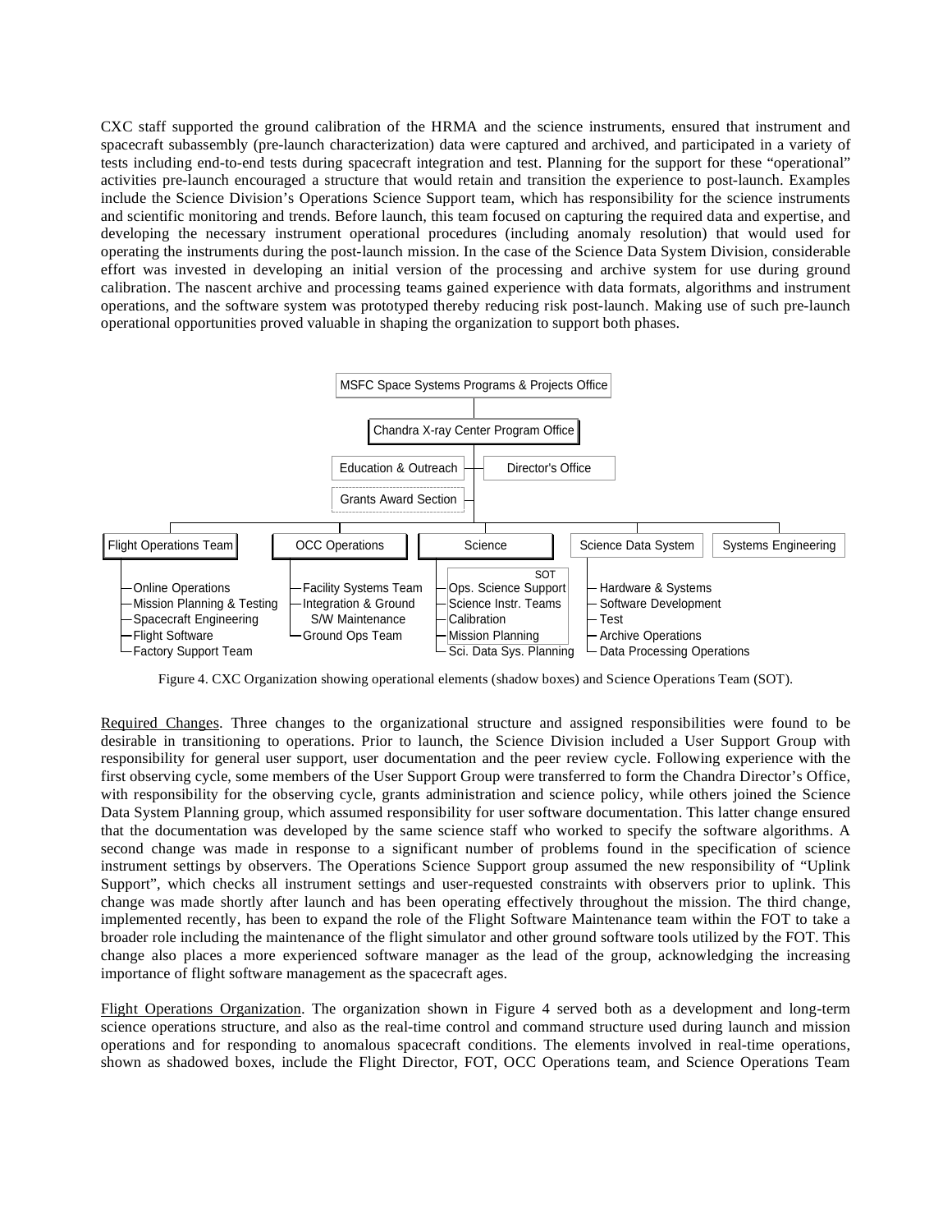CXC staff supported the ground calibration of the HRMA and the science instruments, ensured that instrument and spacecraft subassembly (pre-launch characterization) data were captured and archived, and participated in a variety of tests including end-to-end tests during spacecraft integration and test. Planning for the support for these "operational" activities pre-launch encouraged a structure that would retain and transition the experience to post-launch. Examples include the Science Division's Operations Science Support team, which has responsibility for the science instruments and scientific monitoring and trends. Before launch, this team focused on capturing the required data and expertise, and developing the necessary instrument operational procedures (including anomaly resolution) that would used for operating the instruments during the post-launch mission. In the case of the Science Data System Division, considerable effort was invested in developing an initial version of the processing and archive system for use during ground calibration. The nascent archive and processing teams gained experience with data formats, algorithms and instrument operations, and the software system was prototyped thereby reducing risk post-launch. Making use of such pre-launch operational opportunities proved valuable in shaping the organization to support both phases.

MSFC Space Systems Programs & Projects Office

Chandra X-ray Center Program Office

Education & Outreach

Director's Office

Grants Award Section

Flight Operations Team
- Online Operations
- Mission Planning & Testing
- Spacecraft Engineering
- Flight Software
- Factory Support Team

OCC Operations
- Facility Systems Team
- Integration & Ground S/W Maintenance
- Ground Ops Team

Science
SOT
- Ops. Science Support
- Science Instr. Teams
- Calibration
- Mission Planning
- Sci. Data Sys. Planning

Science Data System
- Hardware & Systems
- Software Development
- Test
- Archive Operations
- Data Processing Operations

Systems Engineering

Figure 4. CXC Organization showing operational elements (shadow boxes) and Science Operations Team (SOT).

Required Changes. Three changes to the organizational structure and assigned responsibilities were found to be desirable in transitioning to operations. Prior to launch, the Science Division included a User Support Group with responsibility for general user support, user documentation and the peer review cycle. Following experience with the first observing cycle, some members of the User Support Group were transferred to form the Chandra Director's Office, with responsibility for the observing cycle, grants administration and science policy, while others joined the Science Data System Planning group, which assumed responsibility for user software documentation. This latter change ensured that the documentation was developed by the same science staff who worked to specify the software algorithms. A second change was made in response to a significant number of problems found in the specification of science instrument settings by observers. The Operations Science Support group assumed the new responsibility of "Uplink Support", which checks all instrument settings and user-requested constraints with observers prior to uplink. This change was made shortly after launch and has been operating effectively throughout the mission. The third change, implemented recently, has been to expand the role of the Flight Software Maintenance team within the FOT to take a broader role including the maintenance of the flight simulator and other ground software tools utilized by the FOT. This change also places a more experienced software manager as the lead of the group, acknowledging the increasing importance of flight software management as the spacecraft ages.

Flight Operations Organization. The organization shown in Figure 4 served both as a development and long-term science operations structure, and also as the real-time control and command structure used during launch and mission operations and for responding to anomalous spacecraft conditions. The elements involved in real-time operations, shown as shadowed boxes, include the Flight Director, FOT, OCC Operations team, and Science Operations Team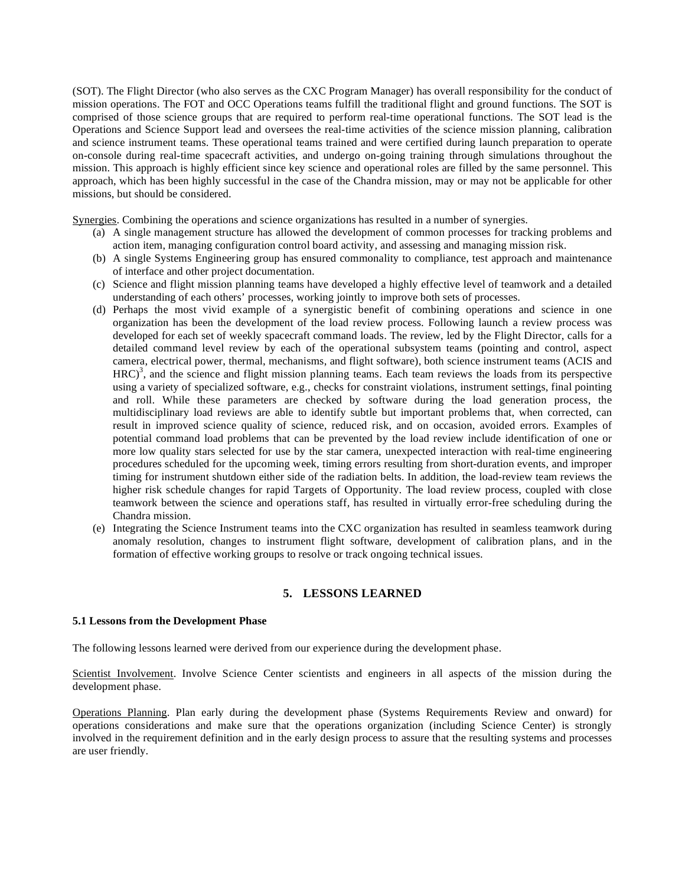(SOT). The Flight Director (who also serves as the CXC Program Manager) has overall responsibility for the conduct of mission operations. The FOT and OCC Operations teams fulfill the traditional flight and ground functions. The SOT is comprised of those science groups that are required to perform real-time operational functions. The SOT lead is the Operations and Science Support lead and oversees the real-time activities of the science mission planning, calibration and science instrument teams. These operational teams trained and were certified during launch preparation to operate on-console during real-time spacecraft activities, and undergo on-going training through simulations throughout the mission. This approach is highly efficient since key science and operational roles are filled by the same personnel. This approach, which has been highly successful in the case of the Chandra mission, may or may not be applicable for other missions, but should be considered.

Synergies. Combining the operations and science organizations has resulted in a number of synergies.

(a) A single management structure has allowed the development of common processes for tracking problems and action item, managing configuration control board activity, and assessing and managing mission risk.

(b) A single Systems Engineering group has ensured commonality to compliance, test approach and maintenance of interface and other project documentation.

(c) Science and flight mission planning teams have developed a highly effective level of teamwork and a detailed understanding of each others' processes, working jointly to improve both sets of processes.

(d) Perhaps the most vivid example of a synergistic benefit of combining operations and science in one organization has been the development of the load review process. Following launch a review process was developed for each set of weekly spacecraft command loads. The review, led by the Flight Director, calls for a detailed command level review by each of the operational subsystem teams (pointing and control, aspect camera, electrical power, thermal, mechanisms, and flight software), both science instrument teams (ACIS and HRC)[3], and the science and flight mission planning teams. Each team reviews the loads from its perspective using a variety of specialized software, e.g., checks for constraint violations, instrument settings, final pointing and roll. While these parameters are checked by software during the load generation process, the multidisciplinary load reviews are able to identify subtle but important problems that, when corrected, can result in improved science quality of science, reduced risk, and on occasion, avoided errors. Examples of potential command load problems that can be prevented by the load review include identification of one or more low quality stars selected for use by the star camera, unexpected interaction with real-time engineering procedures scheduled for the upcoming week, timing errors resulting from short-duration events, and improper timing for instrument shutdown either side of the radiation belts. In addition, the load-review team reviews the higher risk schedule changes for rapid Targets of Opportunity. The load review process, coupled with close teamwork between the science and operations staff, has resulted in virtually error-free scheduling during the Chandra mission.

(e) Integrating the Science Instrument teams into the CXC organization has resulted in seamless teamwork during anomaly resolution, changes to instrument flight software, development of calibration plans, and in the formation of effective working groups to resolve or track ongoing technical issues.

## 5. LESSONS LEARNED

### 5.1 Lessons from the Development Phase

The following lessons learned were derived from our experience during the development phase.

Scientist Involvement. Involve Science Center scientists and engineers in all aspects of the mission during the development phase.

Operations Planning. Plan early during the development phase (Systems Requirements Review and onward) for operations considerations and make sure that the operations organization (including Science Center) is strongly involved in the requirement definition and in the early design process to assure that the resulting systems and processes are user friendly.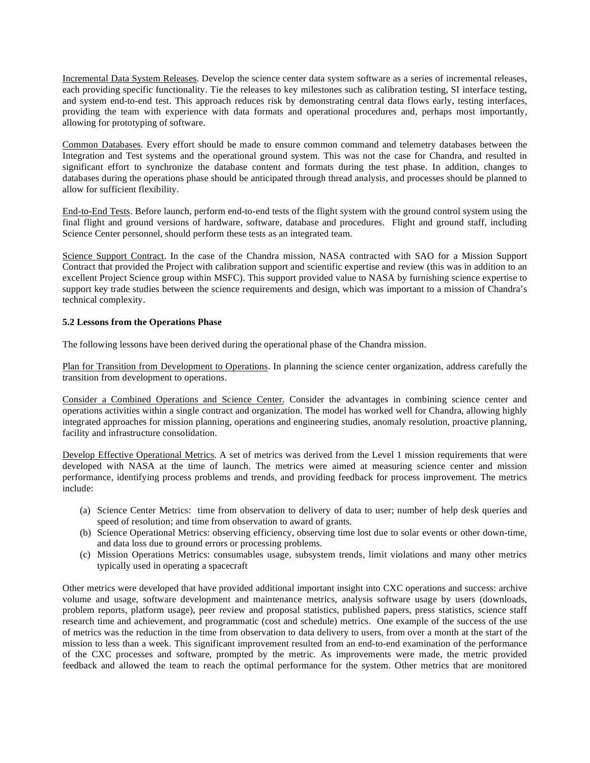Incremental Data System Releases. Develop the science center data system software as a series of incremental releases, each providing specific functionality. Tie the releases to key milestones such as calibration testing, SI interface testing, and system end-to-end test. This approach reduces risk by demonstrating central data flows early, testing interfaces, providing the team with experience with data formats and operational procedures and, perhaps most importantly, allowing for prototyping of software.

Common Databases. Every effort should be made to ensure common command and telemetry databases between the Integration and Test systems and the operational ground system. This was not the case for Chandra, and resulted in significant effort to synchronize the database content and formats during the test phase. In addition, changes to databases during the operations phase should be anticipated through thread analysis, and processes should be planned to allow for sufficient flexibility.

End-to-End Tests. Before launch, perform end-to-end tests of the flight system with the ground control system using the final flight and ground versions of hardware, software, database and procedures. Flight and ground staff, including Science Center personnel, should perform these tests as an integrated team.

Science Support Contract. In the case of the Chandra mission, NASA contracted with SAO for a Mission Support Contract that provided the Project with calibration support and scientific expertise and review (this was in addition to an excellent Project Science group within MSFC). This support provided value to NASA by furnishing science expertise to support key trade studies between the science requirements and design, which was important to a mission of Chandra's technical complexity.

**5.2 Lessons from the Operations Phase**

The following lessons have been derived during the operational phase of the Chandra mission.

Plan for Transition from Development to Operations. In planning the science center organization, address carefully the transition from development to operations.

Consider a Combined Operations and Science Center. Consider the advantages in combining science center and operations activities within a single contract and organization. The model has worked well for Chandra, allowing highly integrated approaches for mission planning, operations and engineering studies, anomaly resolution, proactive planning, facility and infrastructure consolidation.

Develop Effective Operational Metrics. A set of metrics was derived from the Level 1 mission requirements that were developed with NASA at the time of launch. The metrics were aimed at measuring science center and mission performance, identifying process problems and trends, and providing feedback for process improvement. The metrics include:

(a) Science Center Metrics: time from observation to delivery of data to user; number of help desk queries and speed of resolution; and time from observation to award of grants.
(b) Science Operational Metrics: observing efficiency, observing time lost due to solar events or other down-time, and data loss due to ground errors or processing problems.
(c) Mission Operations Metrics: consumables usage, subsystem trends, limit violations and many other metrics typically used in operating a spacecraft

Other metrics were developed that have provided additional important insight into CXC operations and success: archive volume and usage, software development and maintenance metrics, analysis software usage by users (downloads, problem reports, platform usage), peer review and proposal statistics, published papers, press statistics, science staff research time and achievement, and programmatic (cost and schedule) metrics. One example of the success of the use of metrics was the reduction in the time from observation to data delivery to users, from over a month at the start of the mission to less than a week. This significant improvement resulted from an end-to-end examination of the performance of the CXC processes and software, prompted by the metric. As improvements were made, the metric provided feedback and allowed the team to reach the optimal performance for the system. Other metrics that are monitored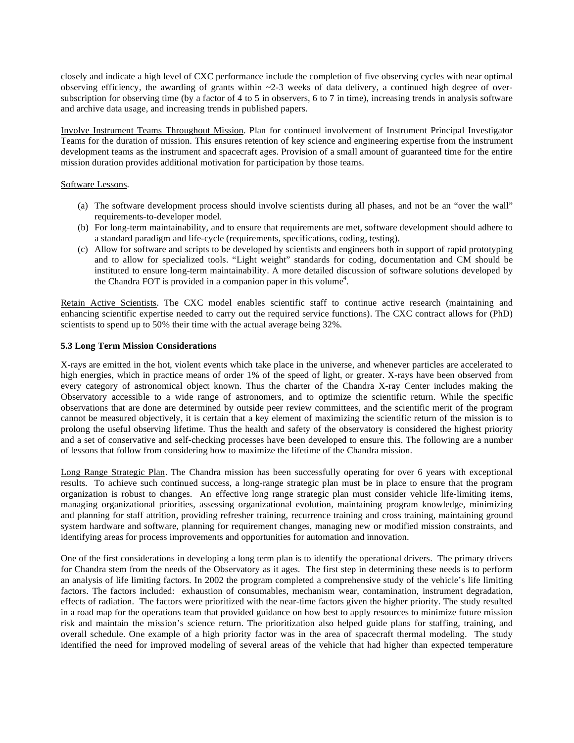closely and indicate a high level of CXC performance include the completion of five observing cycles with near optimal observing efficiency, the awarding of grants within ~2-3 weeks of data delivery, a continued high degree of over-subscription for observing time (by a factor of 4 to 5 in observers, 6 to 7 in time), increasing trends in analysis software and archive data usage, and increasing trends in published papers.

Involve Instrument Teams Throughout Mission. Plan for continued involvement of Instrument Principal Investigator Teams for the duration of mission. This ensures retention of key science and engineering expertise from the instrument development teams as the instrument and spacecraft ages. Provision of a small amount of guaranteed time for the entire mission duration provides additional motivation for participation by those teams.

Software Lessons.

(a) The software development process should involve scientists during all phases, and not be an "over the wall" requirements-to-developer model.
(b) For long-term maintainability, and to ensure that requirements are met, software development should adhere to a standard paradigm and life-cycle (requirements, specifications, coding, testing).
(c) Allow for software and scripts to be developed by scientists and engineers both in support of rapid prototyping and to allow for specialized tools. "Light weight" standards for coding, documentation and CM should be instituted to ensure long-term maintainability. A more detailed discussion of software solutions developed by the Chandra FOT is provided in a companion paper in this volume[4].

Retain Active Scientists. The CXC model enables scientific staff to continue active research (maintaining and enhancing scientific expertise needed to carry out the required service functions). The CXC contract allows for (PhD) scientists to spend up to 50% their time with the actual average being 32%.

### 5.3 Long Term Mission Considerations

X-rays are emitted in the hot, violent events which take place in the universe, and whenever particles are accelerated to high energies, which in practice means of order 1% of the speed of light, or greater. X-rays have been observed from every category of astronomical object known. Thus the charter of the Chandra X-ray Center includes making the Observatory accessible to a wide range of astronomers, and to optimize the scientific return. While the specific observations that are done are determined by outside peer review committees, and the scientific merit of the program cannot be measured objectively, it is certain that a key element of maximizing the scientific return of the mission is to prolong the useful observing lifetime. Thus the health and safety of the observatory is considered the highest priority and a set of conservative and self-checking processes have been developed to ensure this. The following are a number of lessons that follow from considering how to maximize the lifetime of the Chandra mission.

Long Range Strategic Plan. The Chandra mission has been successfully operating for over 6 years with exceptional results. To achieve such continued success, a long-range strategic plan must be in place to ensure that the program organization is robust to changes. An effective long range strategic plan must consider vehicle life-limiting items, managing organizational priorities, assessing organizational evolution, maintaining program knowledge, minimizing and planning for staff attrition, providing refresher training, recurrence training and cross training, maintaining ground system hardware and software, planning for requirement changes, managing new or modified mission constraints, and identifying areas for process improvements and opportunities for automation and innovation.

One of the first considerations in developing a long term plan is to identify the operational drivers. The primary drivers for Chandra stem from the needs of the Observatory as it ages. The first step in determining these needs is to perform an analysis of life limiting factors. In 2002 the program completed a comprehensive study of the vehicle's life limiting factors. The factors included: exhaustion of consumables, mechanism wear, contamination, instrument degradation, effects of radiation. The factors were prioritized with the near-time factors given the higher priority. The study resulted in a road map for the operations team that provided guidance on how best to apply resources to minimize future mission risk and maintain the mission's science return. The prioritization also helped guide plans for staffing, training, and overall schedule. One example of a high priority factor was in the area of spacecraft thermal modeling. The study identified the need for improved modeling of several areas of the vehicle that had higher than expected temperature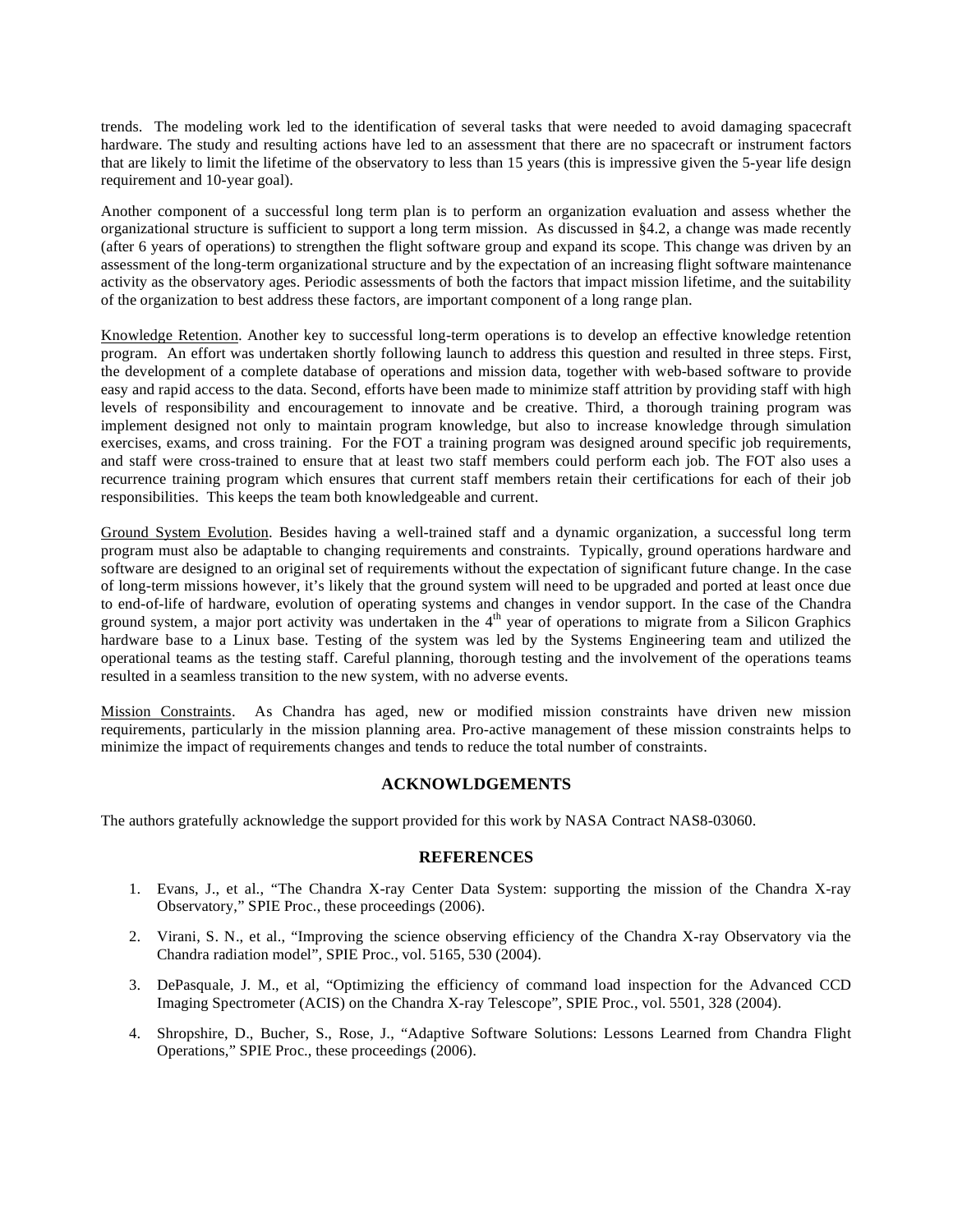trends. The modeling work led to the identification of several tasks that were needed to avoid damaging spacecraft hardware. The study and resulting actions have led to an assessment that there are no spacecraft or instrument factors that are likely to limit the lifetime of the observatory to less than 15 years (this is impressive given the 5-year life design requirement and 10-year goal).

Another component of a successful long term plan is to perform an organization evaluation and assess whether the organizational structure is sufficient to support a long term mission. As discussed in §4.2, a change was made recently (after 6 years of operations) to strengthen the flight software group and expand its scope. This change was driven by an assessment of the long-term organizational structure and by the expectation of an increasing flight software maintenance activity as the observatory ages. Periodic assessments of both the factors that impact mission lifetime, and the suitability of the organization to best address these factors, are important component of a long range plan.

<u>Knowledge Retention</u>. Another key to successful long-term operations is to develop an effective knowledge retention program. An effort was undertaken shortly following launch to address this question and resulted in three steps. First, the development of a complete database of operations and mission data, together with web-based software to provide easy and rapid access to the data. Second, efforts have been made to minimize staff attrition by providing staff with high levels of responsibility and encouragement to innovate and be creative. Third, a thorough training program was implement designed not only to maintain program knowledge, but also to increase knowledge through simulation exercises, exams, and cross training. For the FOT a training program was designed around specific job requirements, and staff were cross-trained to ensure that at least two staff members could perform each job. The FOT also uses a recurrence training program which ensures that current staff members retain their certifications for each of their job responsibilities. This keeps the team both knowledgeable and current.

<u>Ground System Evolution</u>. Besides having a well-trained staff and a dynamic organization, a successful long term program must also be adaptable to changing requirements and constraints. Typically, ground operations hardware and software are designed to an original set of requirements without the expectation of significant future change. In the case of long-term missions however, it's likely that the ground system will need to be upgraded and ported at least once due to end-of-life of hardware, evolution of operating systems and changes in vendor support. In the case of the Chandra ground system, a major port activity was undertaken in the 4$^{th}$ year of operations to migrate from a Silicon Graphics hardware base to a Linux base. Testing of the system was led by the Systems Engineering team and utilized the operational teams as the testing staff. Careful planning, thorough testing and the involvement of the operations teams resulted in a seamless transition to the new system, with no adverse events.

<u>Mission Constraints</u>. As Chandra has aged, new or modified mission constraints have driven new mission requirements, particularly in the mission planning area. Pro-active management of these mission constraints helps to minimize the impact of requirements changes and tends to reduce the total number of constraints.

## ACKNOWLDGEMENTS

The authors gratefully acknowledge the support provided for this work by NASA Contract NAS8-03060.

## REFERENCES

1. Evans, J., et al., "The Chandra X-ray Center Data System: supporting the mission of the Chandra X-ray Observatory," SPIE Proc., these proceedings (2006).
2. Virani, S. N., et al., "Improving the science observing efficiency of the Chandra X-ray Observatory via the Chandra radiation model", SPIE Proc., vol. 5165, 530 (2004).
3. DePasquale, J. M., et al, "Optimizing the efficiency of command load inspection for the Advanced CCD Imaging Spectrometer (ACIS) on the Chandra X-ray Telescope", SPIE Proc., vol. 5501, 328 (2004).
4. Shropshire, D., Bucher, S., Rose, J., "Adaptive Software Solutions: Lessons Learned from Chandra Flight Operations," SPIE Proc., these proceedings (2006).